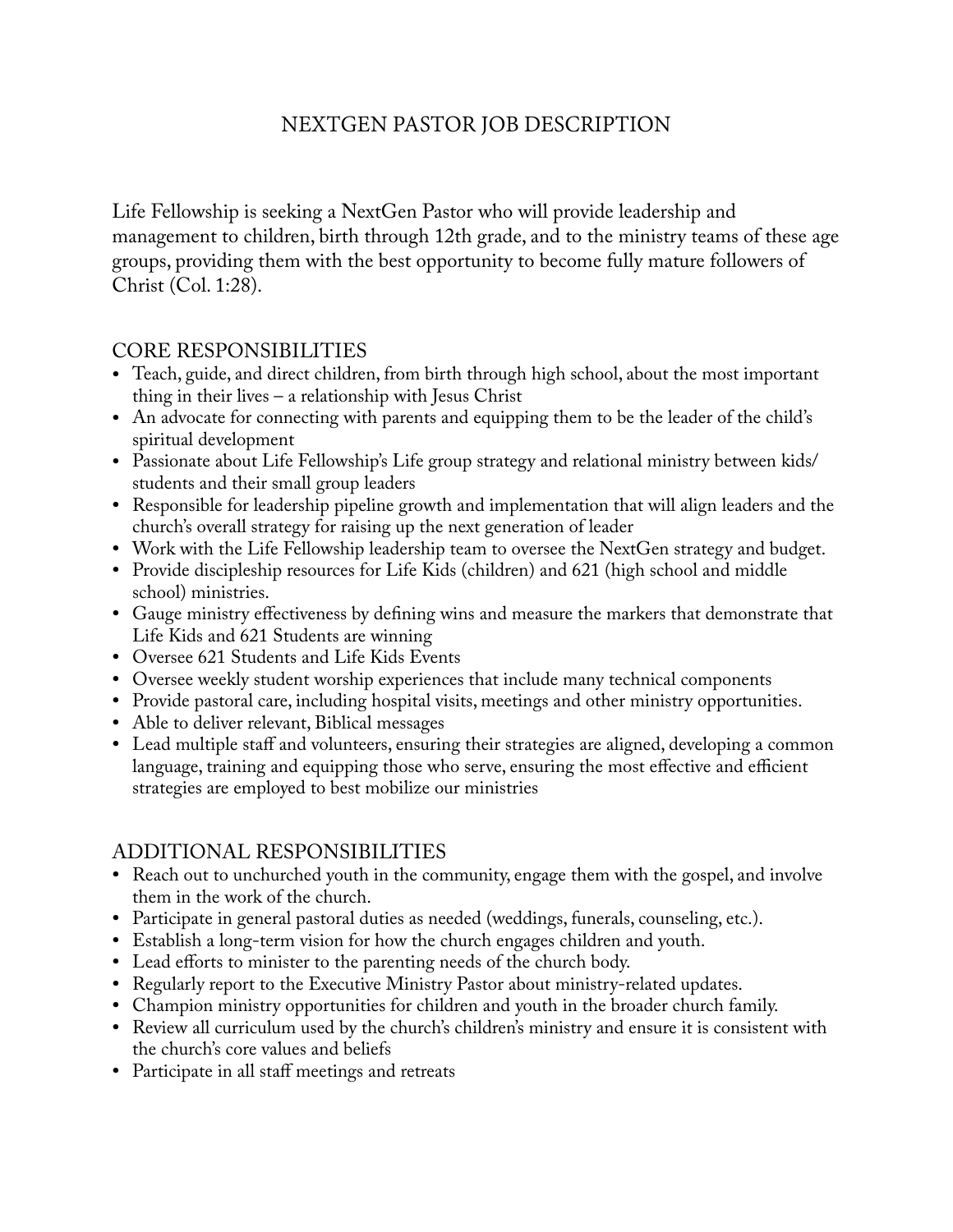# NEXTGEN PASTOR JOB DESCRIPTION

Life Fellowship is seeking a NextGen Pastor who will provide leadership and management to children, birth through 12th grade, and to the ministry teams of these age groups, providing them with the best opportunity to become fully mature followers of Christ (Col. 1:28).

## CORE RESPONSIBILITIES

- Teach, guide, and direct children, from birth through high school, about the most important thing in their lives – a relationship with Jesus Christ
- An advocate for connecting with parents and equipping them to be the leader of the child's spiritual development
- Passionate about Life Fellowship's Life group strategy and relational ministry between kids/students and their small group leaders
- Responsible for leadership pipeline growth and implementation that will align leaders and the church's overall strategy for raising up the next generation of leader
- Work with the Life Fellowship leadership team to oversee the NextGen strategy and budget.
- Provide discipleship resources for Life Kids (children) and 621 (high school and middle school) ministries.
- Gauge ministry effectiveness by defining wins and measure the markers that demonstrate that Life Kids and 621 Students are winning
- Oversee 621 Students and Life Kids Events
- Oversee weekly student worship experiences that include many technical components
- Provide pastoral care, including hospital visits, meetings and other ministry opportunities.
- Able to deliver relevant, Biblical messages
- Lead multiple staff and volunteers, ensuring their strategies are aligned, developing a common language, training and equipping those who serve, ensuring the most effective and efficient strategies are employed to best mobilize our ministries

## ADDITIONAL RESPONSIBILITIES

- Reach out to unchurched youth in the community, engage them with the gospel, and involve them in the work of the church.
- Participate in general pastoral duties as needed (weddings, funerals, counseling, etc.).
- Establish a long-term vision for how the church engages children and youth.
- Lead efforts to minister to the parenting needs of the church body.
- Regularly report to the Executive Ministry Pastor about ministry-related updates.
- Champion ministry opportunities for children and youth in the broader church family.
- Review all curriculum used by the church's children's ministry and ensure it is consistent with the church's core values and beliefs
- Participate in all staff meetings and retreats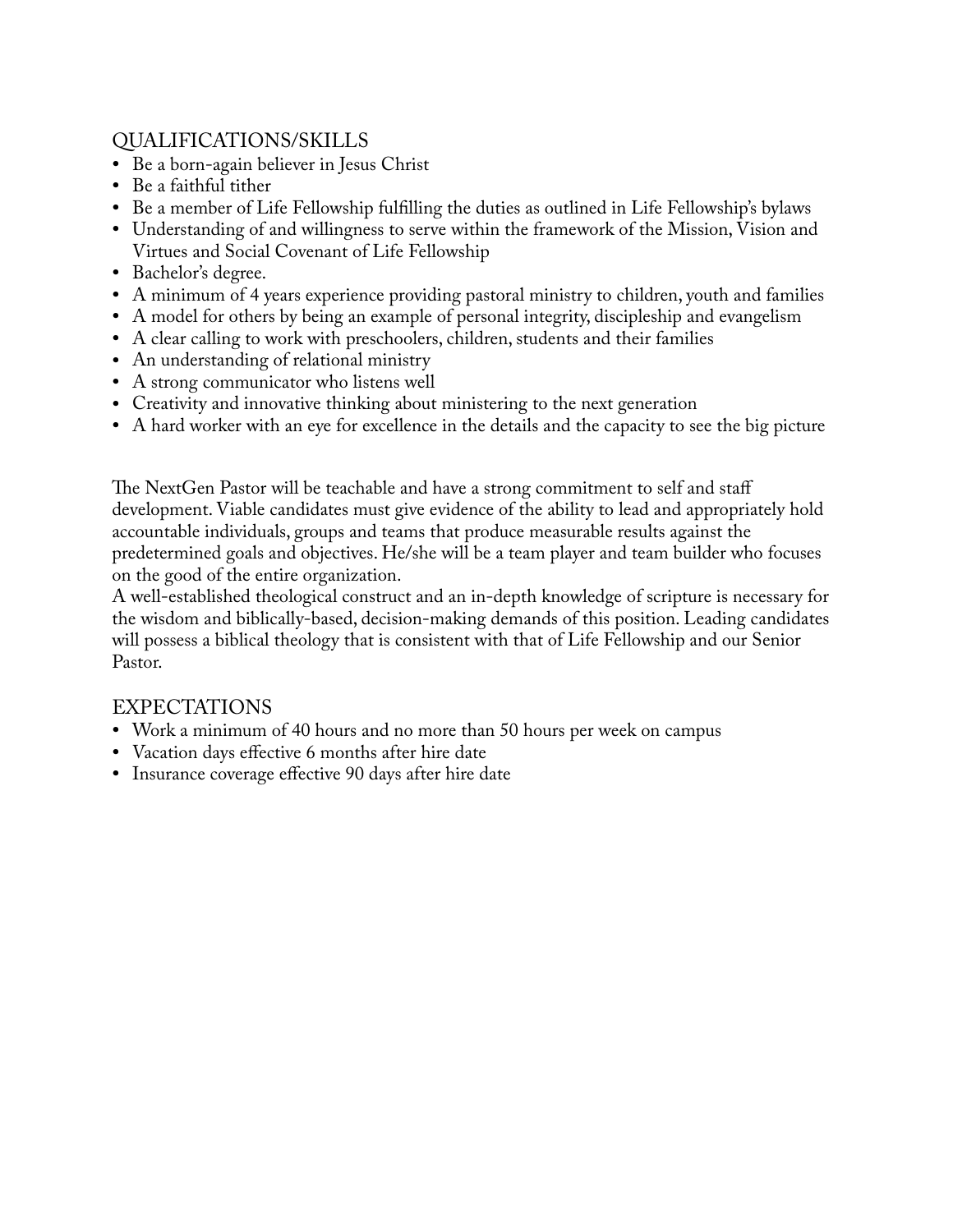## QUALIFICATIONS/SKILLS

- Be a born-again believer in Jesus Christ
- Be a faithful tither
- Be a member of Life Fellowship fulfilling the duties as outlined in Life Fellowship's bylaws
- Understanding of and willingness to serve within the framework of the Mission, Vision and Virtues and Social Covenant of Life Fellowship
- Bachelor's degree.
- A minimum of 4 years experience providing pastoral ministry to children, youth and families
- A model for others by being an example of personal integrity, discipleship and evangelism
- A clear calling to work with preschoolers, children, students and their families
- An understanding of relational ministry
- A strong communicator who listens well
- Creativity and innovative thinking about ministering to the next generation
- A hard worker with an eye for excellence in the details and the capacity to see the big picture

The NextGen Pastor will be teachable and have a strong commitment to self and staff development. Viable candidates must give evidence of the ability to lead and appropriately hold accountable individuals, groups and teams that produce measurable results against the predetermined goals and objectives. He/she will be a team player and team builder who focuses on the good of the entire organization.

A well-established theological construct and an in-depth knowledge of scripture is necessary for the wisdom and biblically-based, decision-making demands of this position. Leading candidates will possess a biblical theology that is consistent with that of Life Fellowship and our Senior Pastor.

## EXPECTATIONS

- Work a minimum of 40 hours and no more than 50 hours per week on campus
- Vacation days effective 6 months after hire date
- Insurance coverage effective 90 days after hire date